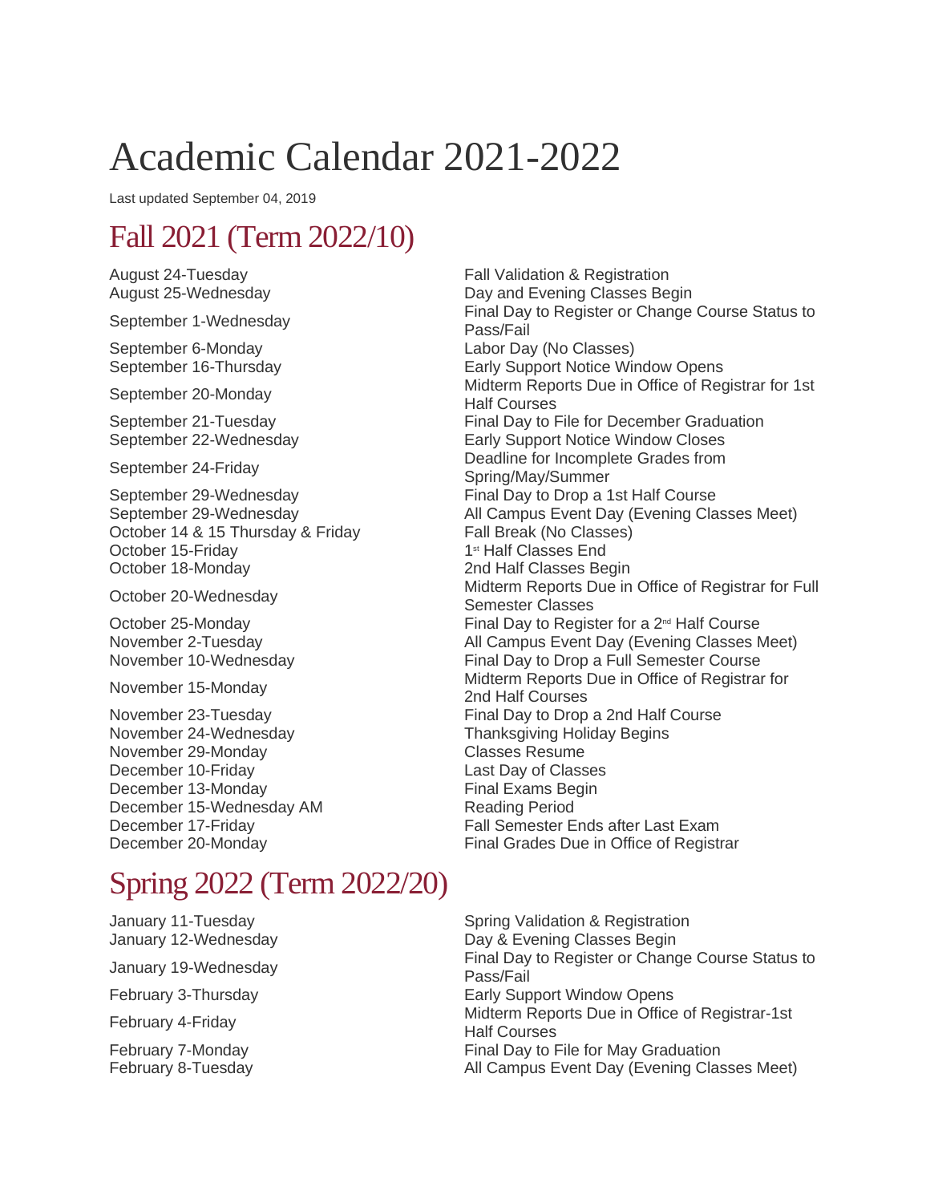# Academic Calendar 2021-2022

Last updated September 04, 2019

## Fall 2021 (Term 2022/10)

| | |
|---|---|
| August 24-Tuesday | Fall Validation & Registration |
| August 25-Wednesday | Day and Evening Classes Begin |
| September 1-Wednesday | Final Day to Register or Change Course Status to Pass/Fail |
| September 6-Monday | Labor Day (No Classes) |
| September 16-Thursday | Early Support Notice Window Opens |
| September 20-Monday | Midterm Reports Due in Office of Registrar for 1st Half Courses |
| September 21-Tuesday | Final Day to File for December Graduation |
| September 22-Wednesday | Early Support Notice Window Closes |
| September 24-Friday | Deadline for Incomplete Grades from Spring/May/Summer |
| September 29-Wednesday | Final Day to Drop a 1st Half Course |
| September 29-Wednesday | All Campus Event Day (Evening Classes Meet) |
| October 14 & 15 Thursday & Friday | Fall Break (No Classes) |
| October 15-Friday | 1st Half Classes End |
| October 18-Monday | 2nd Half Classes Begin |
| October 20-Wednesday | Midterm Reports Due in Office of Registrar for Full Semester Classes |
| October 25-Monday | Final Day to Register for a 2nd Half Course |
| November 2-Tuesday | All Campus Event Day (Evening Classes Meet) |
| November 10-Wednesday | Final Day to Drop a Full Semester Course |
| November 15-Monday | Midterm Reports Due in Office of Registrar for 2nd Half Courses |
| November 23-Tuesday | Final Day to Drop a 2nd Half Course |
| November 24-Wednesday | Thanksgiving Holiday Begins |
| November 29-Monday | Classes Resume |
| December 10-Friday | Last Day of Classes |
| December 13-Monday | Final Exams Begin |
| December 15-Wednesday AM | Reading Period |
| December 17-Friday | Fall Semester Ends after Last Exam |
| December 20-Monday | Final Grades Due in Office of Registrar |

## Spring 2022 (Term 2022/20)

| | |
|---|---|
| January 11-Tuesday | Spring Validation & Registration |
| January 12-Wednesday | Day & Evening Classes Begin |
| January 19-Wednesday | Final Day to Register or Change Course Status to Pass/Fail |
| February 3-Thursday | Early Support Window Opens |
| February 4-Friday | Midterm Reports Due in Office of Registrar-1st Half Courses |
| February 7-Monday | Final Day to File for May Graduation |
| February 8-Tuesday | All Campus Event Day (Evening Classes Meet) |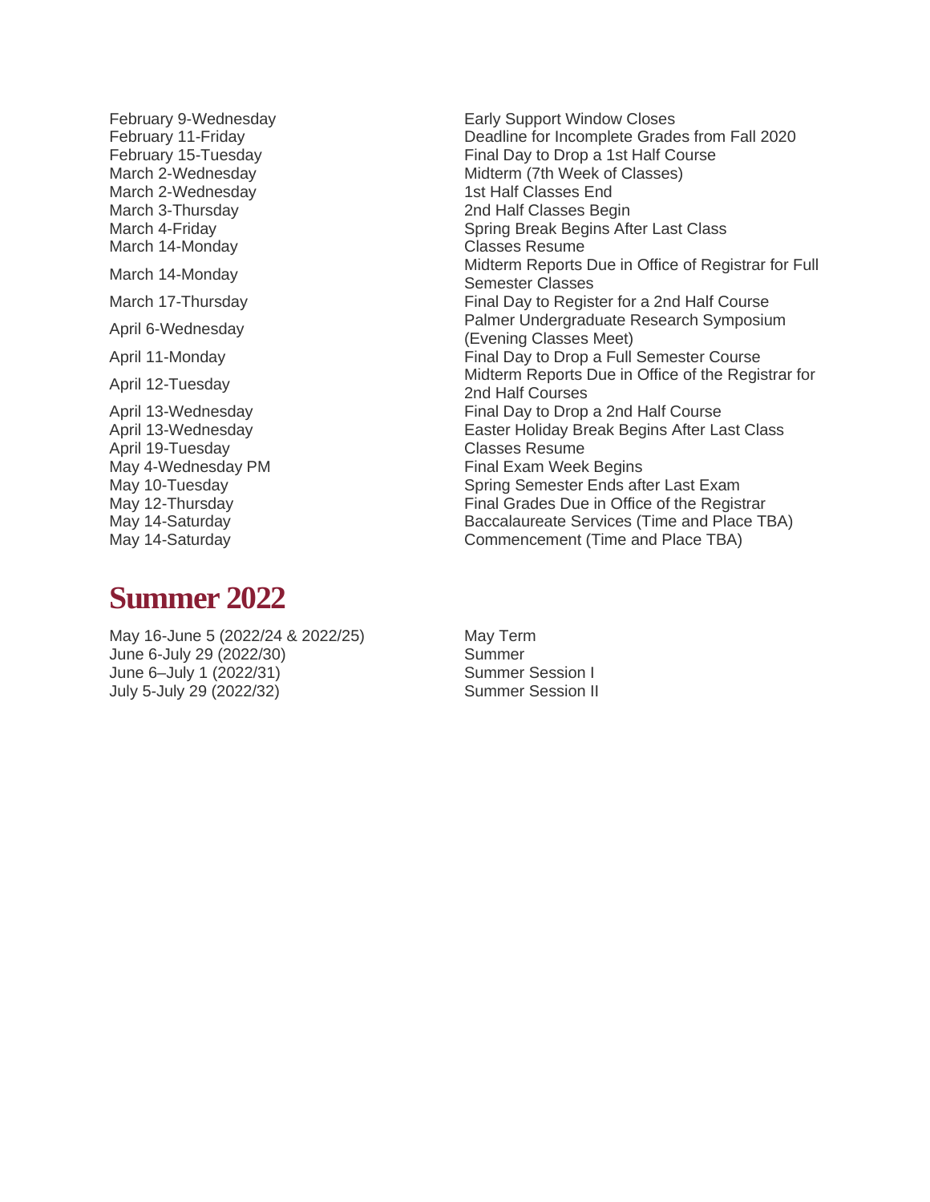| | |
|---|---|
| February 9-Wednesday | Early Support Window Closes |
| February 11-Friday | Deadline for Incomplete Grades from Fall 2020 |
| February 15-Tuesday | Final Day to Drop a 1st Half Course |
| March 2-Wednesday | Midterm (7th Week of Classes) |
| March 2-Wednesday | 1st Half Classes End |
| March 3-Thursday | 2nd Half Classes Begin |
| March 4-Friday | Spring Break Begins After Last Class |
| March 14-Monday | Classes Resume |
| March 14-Monday | Midterm Reports Due in Office of Registrar for Full Semester Classes |
| March 17-Thursday | Final Day to Register for a 2nd Half Course |
| April 6-Wednesday | Palmer Undergraduate Research Symposium (Evening Classes Meet) |
| April 11-Monday | Final Day to Drop a Full Semester Course |
| April 12-Tuesday | Midterm Reports Due in Office of the Registrar for 2nd Half Courses |
| April 13-Wednesday | Final Day to Drop a 2nd Half Course |
| April 13-Wednesday | Easter Holiday Break Begins After Last Class |
| April 19-Tuesday | Classes Resume |
| May 4-Wednesday PM | Final Exam Week Begins |
| May 10-Tuesday | Spring Semester Ends after Last Exam |
| May 12-Thursday | Final Grades Due in Office of the Registrar |
| May 14-Saturday | Baccalaureate Services (Time and Place TBA) |
| May 14-Saturday | Commencement (Time and Place TBA) |

# Summer 2022

| | |
|---|---|
| May 16-June 5 (2022/24 & 2022/25) | May Term |
| June 6-July 29 (2022/30) | Summer |
| June 6–July 1 (2022/31) | Summer Session I |
| July 5-July 29 (2022/32) | Summer Session II |